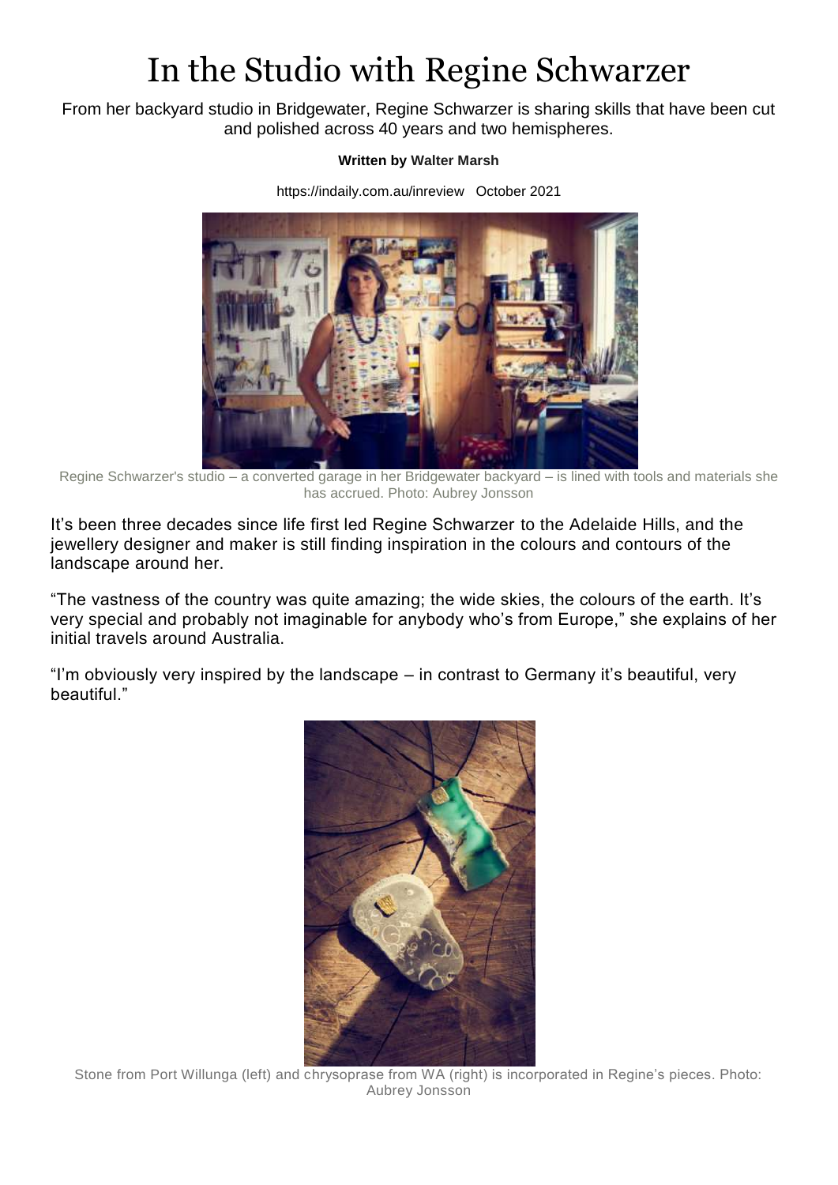# In the Studio with Regine Schwarzer

From her backyard studio in Bridgewater, Regine Schwarzer is sharing skills that have been cut and polished across 40 years and two hemispheres.

**Written by Walter Marsh**

https://indaily.com.au/inreview October 2021

Regine Schwarzer's studio – a converted garage in her Bridgewater backyard – is lined with tools and materials she has accrued. Photo: Aubrey Jonsson

It's been three decades since life first led Regine Schwarzer to the Adelaide Hills, and the jewellery designer and maker is still finding inspiration in the colours and contours of the landscape around her.

"The vastness of the country was quite amazing; the wide skies, the colours of the earth. It's very special and probably not imaginable for anybody who's from Europe," she explains of her initial travels around Australia.

"I'm obviously very inspired by the landscape – in contrast to Germany it's beautiful, very beautiful."

Stone from Port Willunga (left) and chrysoprase from WA (right) is incorporated in Regine's pieces. Photo: Aubrey Jonsson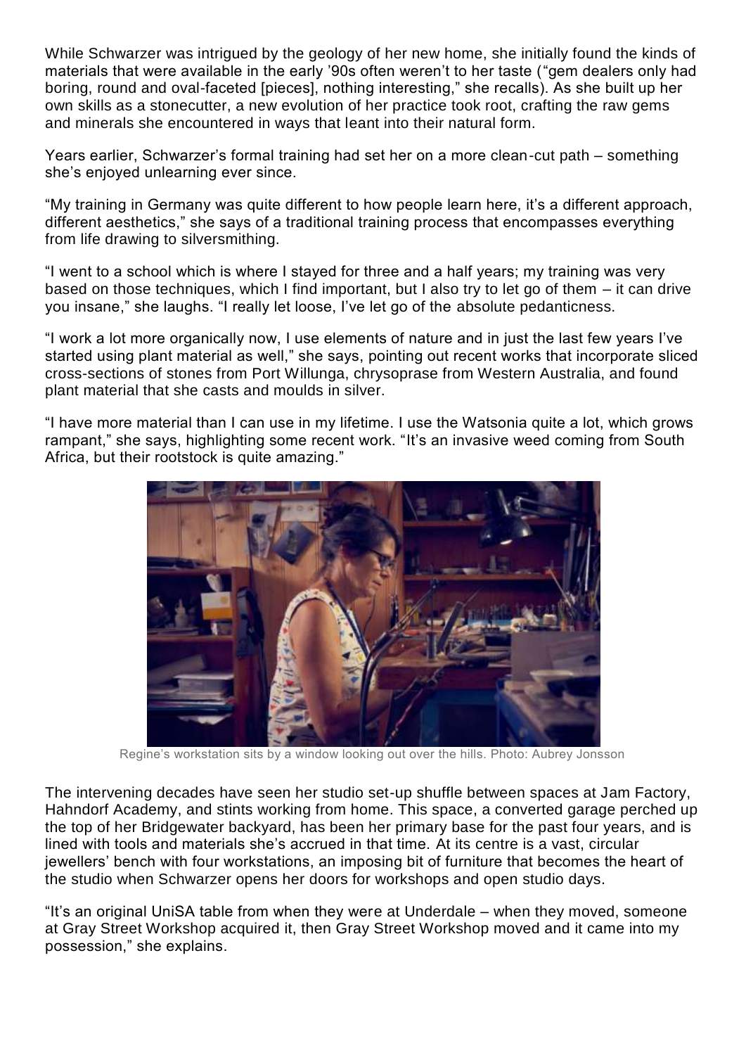While Schwarzer was intrigued by the geology of her new home, she initially found the kinds of materials that were available in the early ’90s often weren’t to her taste (“gem dealers only had boring, round and oval-faceted [pieces], nothing interesting,” she recalls). As she built up her own skills as a stonecutter, a new evolution of her practice took root, crafting the raw gems and minerals she encountered in ways that leant into their natural form.

Years earlier, Schwarzer’s formal training had set her on a more clean-cut path – something she’s enjoyed unlearning ever since.

“My training in Germany was quite different to how people learn here, it’s a different approach, different aesthetics,” she says of a traditional training process that encompasses everything from life drawing to silversmithing.

“I went to a school which is where I stayed for three and a half years; my training was very based on those techniques, which I find important, but I also try to let go of them – it can drive you insane,” she laughs. “I really let loose, I’ve let go of the absolute pedanticness.

“I work a lot more organically now, I use elements of nature and in just the last few years I’ve started using plant material as well,” she says, pointing out recent works that incorporate sliced cross-sections of stones from Port Willunga, chrysoprase from Western Australia, and found plant material that she casts and moulds in silver.

“I have more material than I can use in my lifetime. I use the Watsonia quite a lot, which grows rampant,” she says, highlighting some recent work. “It’s an invasive weed coming from South Africa, but their rootstock is quite amazing.”

Regine’s workstation sits by a window looking out over the hills. Photo: Aubrey Jonsson

The intervening decades have seen her studio set-up shuffle between spaces at Jam Factory, Hahndorf Academy, and stints working from home. This space, a converted garage perched up the top of her Bridgewater backyard, has been her primary base for the past four years, and is lined with tools and materials she’s accrued in that time. At its centre is a vast, circular jewellers’ bench with four workstations, an imposing bit of furniture that becomes the heart of the studio when Schwarzer opens her doors for workshops and open studio days.

“It’s an original UniSA table from when they were at Underdale – when they moved, someone at Gray Street Workshop acquired it, then Gray Street Workshop moved and it came into my possession,” she explains.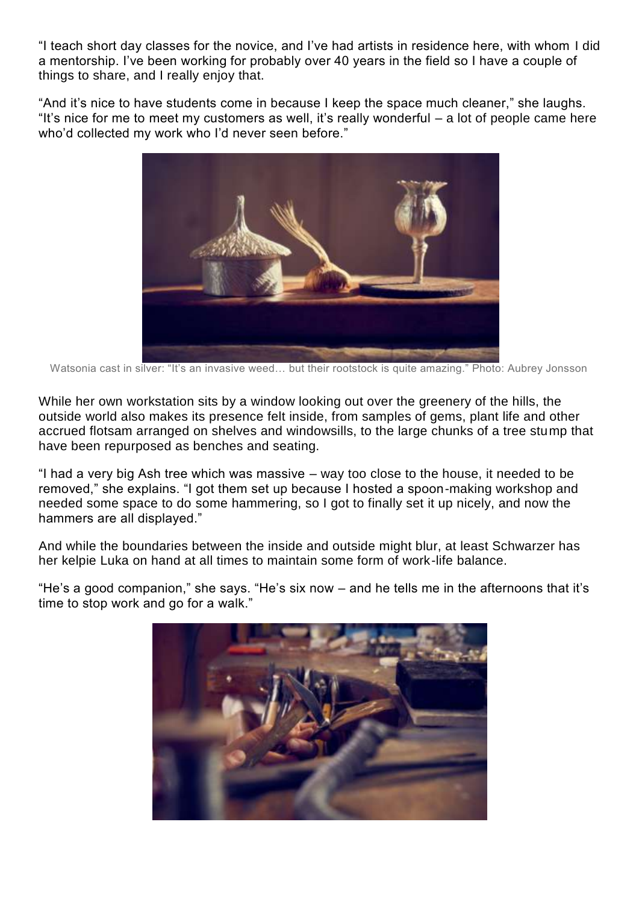"I teach short day classes for the novice, and I've had artists in residence here, with whom I did a mentorship. I've been working for probably over 40 years in the field so I have a couple of things to share, and I really enjoy that.

"And it's nice to have students come in because I keep the space much cleaner," she laughs. "It's nice for me to meet my customers as well, it's really wonderful – a lot of people came here who'd collected my work who I'd never seen before."

Watsonia cast in silver: "It's an invasive weed… but their rootstock is quite amazing." Photo: Aubrey Jonsson

While her own workstation sits by a window looking out over the greenery of the hills, the outside world also makes its presence felt inside, from samples of gems, plant life and other accrued flotsam arranged on shelves and windowsills, to the large chunks of a tree stump that have been repurposed as benches and seating.

"I had a very big Ash tree which was massive – way too close to the house, it needed to be removed," she explains. "I got them set up because I hosted a spoon-making workshop and needed some space to do some hammering, so I got to finally set it up nicely, and now the hammers are all displayed."

And while the boundaries between the inside and outside might blur, at least Schwarzer has her kelpie Luka on hand at all times to maintain some form of work-life balance.

"He's a good companion," she says. "He's six now – and he tells me in the afternoons that it's time to stop work and go for a walk."